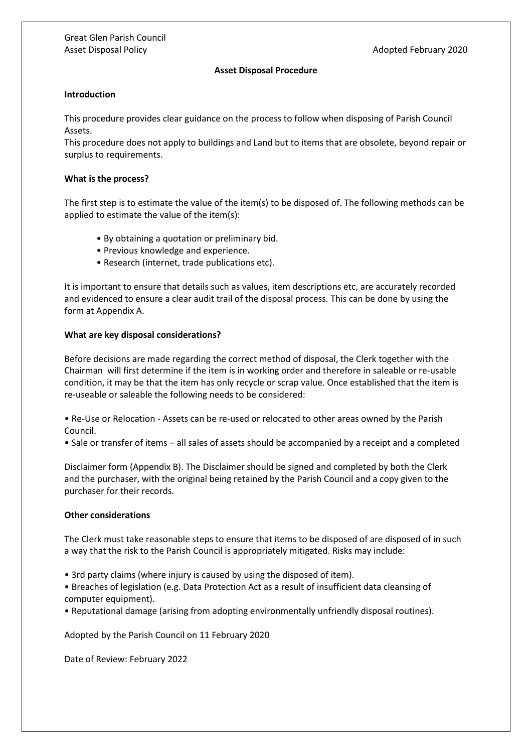Great Glen Parish Council
Asset Disposal Policy

Adopted February 2020

# Asset Disposal Procedure

## Introduction

This procedure provides clear guidance on the process to follow when disposing of Parish Council Assets.
This procedure does not apply to buildings and Land but to items that are obsolete, beyond repair or surplus to requirements.

## What is the process?

The first step is to estimate the value of the item(s) to be disposed of. The following methods can be applied to estimate the value of the item(s):

- By obtaining a quotation or preliminary bid.
- Previous knowledge and experience.
- Research (internet, trade publications etc).

It is important to ensure that details such as values, item descriptions etc, are accurately recorded and evidenced to ensure a clear audit trail of the disposal process. This can be done by using the form at Appendix A.

## What are key disposal considerations?

Before decisions are made regarding the correct method of disposal, the Clerk together with the Chairman will first determine if the item is in working order and therefore in saleable or re-usable condition, it may be that the item has only recycle or scrap value. Once established that the item is re-useable or saleable the following needs to be considered:

- Re-Use or Relocation - Assets can be re-used or relocated to other areas owned by the Parish Council.
- Sale or transfer of items – all sales of assets should be accompanied by a receipt and a completed

Disclaimer form (Appendix B). The Disclaimer should be signed and completed by both the Clerk and the purchaser, with the original being retained by the Parish Council and a copy given to the purchaser for their records.

## Other considerations

The Clerk must take reasonable steps to ensure that items to be disposed of are disposed of in such a way that the risk to the Parish Council is appropriately mitigated. Risks may include:

- 3rd party claims (where injury is caused by using the disposed of item).
- Breaches of legislation (e.g. Data Protection Act as a result of insufficient data cleansing of computer equipment).
- Reputational damage (arising from adopting environmentally unfriendly disposal routines).

Adopted by the Parish Council on 11 February 2020

Date of Review: February 2022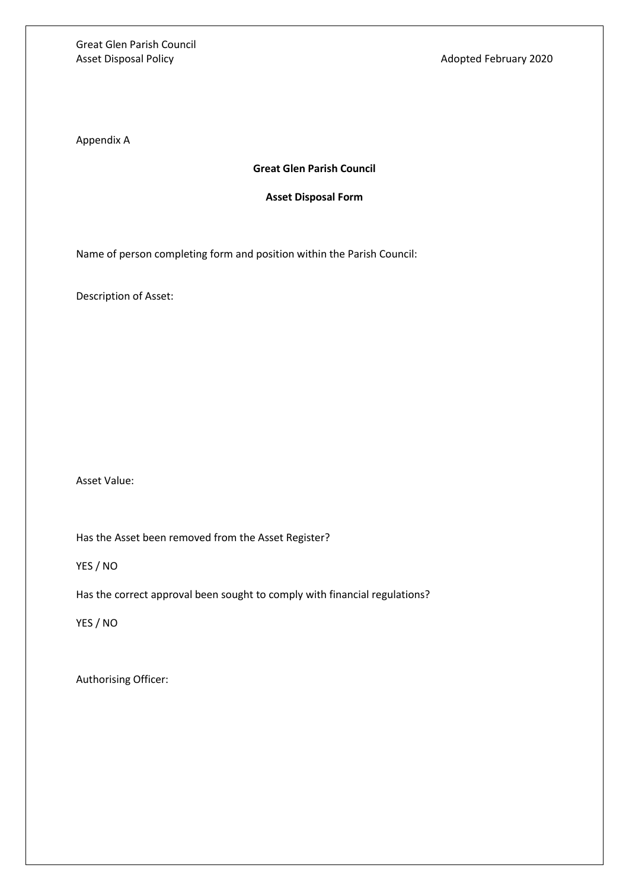Appendix A

**Great Glen Parish Council**

**Asset Disposal Form**

Name of person completing form and position within the Parish Council:

Description of Asset:

Asset Value:

Has the Asset been removed from the Asset Register?

YES / NO

Has the correct approval been sought to comply with financial regulations?

YES / NO

Authorising Officer: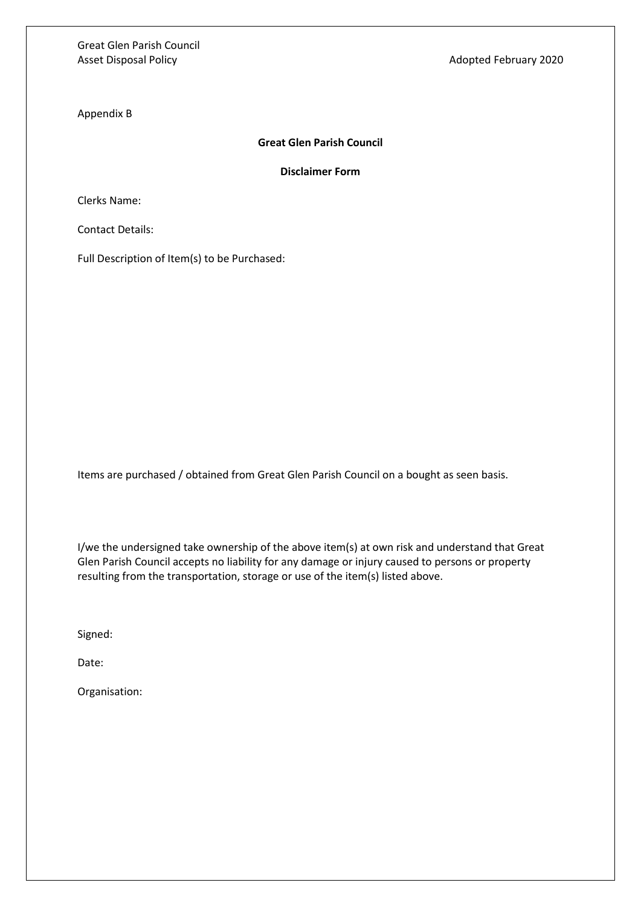Appendix B

**Great Glen Parish Council**

**Disclaimer Form**

Clerks Name:

Contact Details:

Full Description of Item(s) to be Purchased:

Items are purchased / obtained from Great Glen Parish Council on a bought as seen basis.

I/we the undersigned take ownership of the above item(s) at own risk and understand that Great Glen Parish Council accepts no liability for any damage or injury caused to persons or property resulting from the transportation, storage or use of the item(s) listed above.

Signed:

Date:

Organisation: